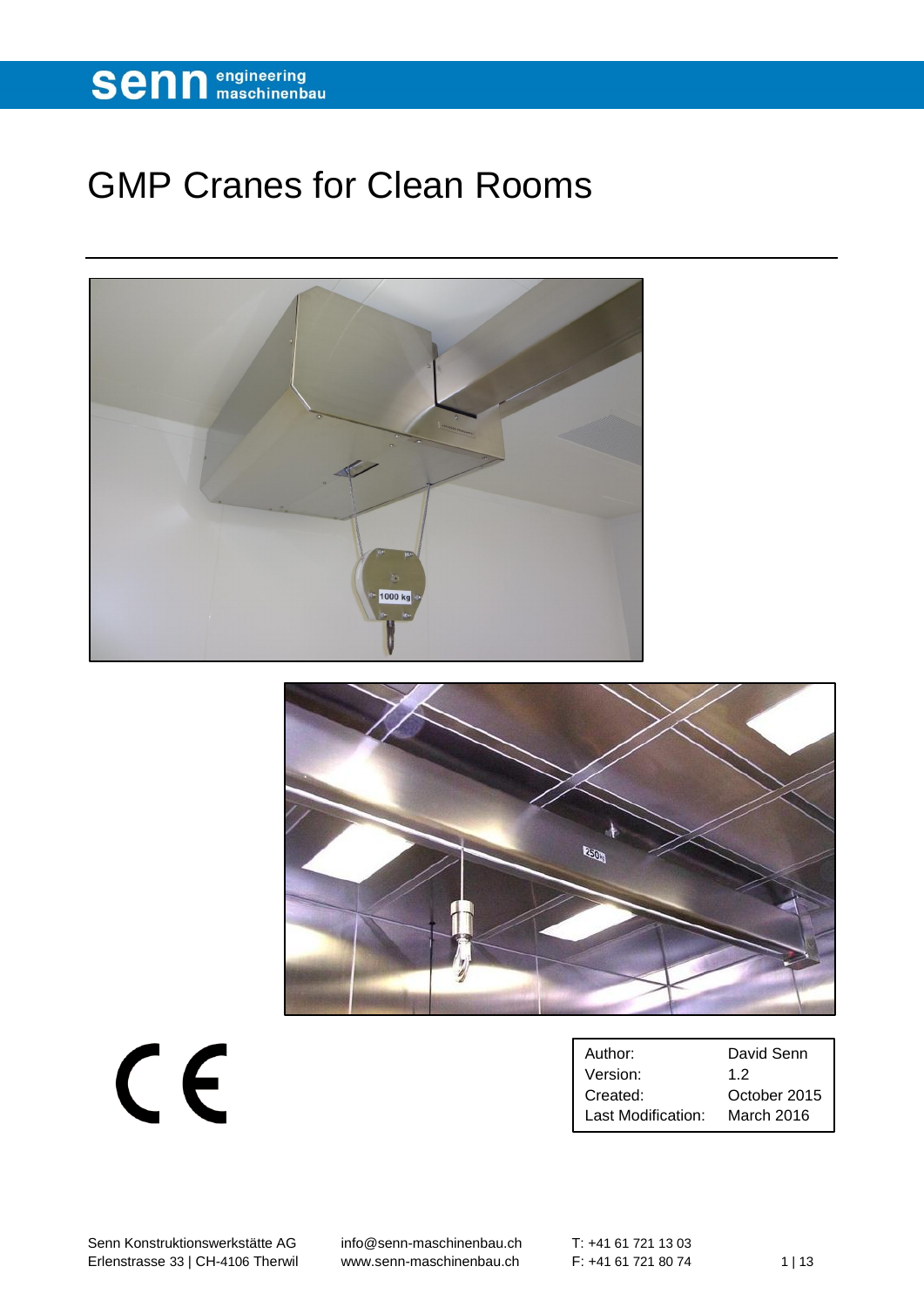# GMP Cranes for Clean Rooms

| Author: | David Senn |
| --- | --- |
| Version: | 1.2 |
| Created: | October 2015 |
| Last Modification: | March 2016 |

Senn Konstruktionswerkstätte AG
Erlenstrasse 33 | CH-4106 Therwil

info@senn-maschinenbau.ch
www.senn-maschinenbau.ch

T: +41 61 721 13 03
F: +41 61 721 80 74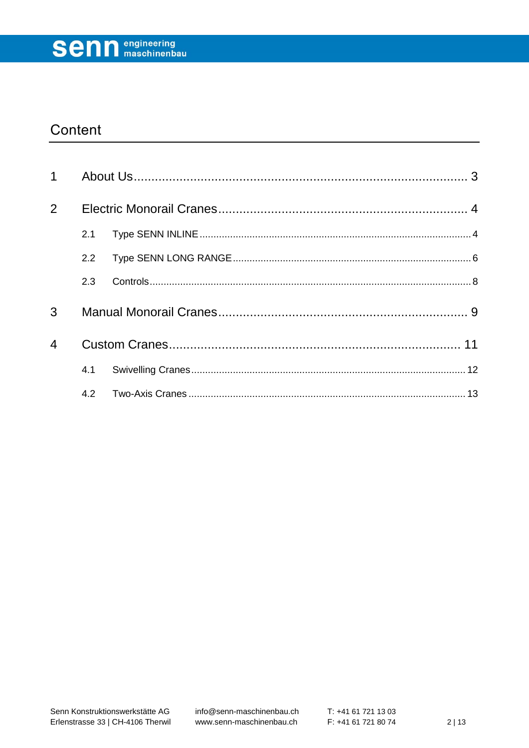# Content

1 About Us ........................................................................................ 3

2 Electric Monorail Cranes ............................................................... 4

  2.1 Type SENN INLINE ........................................................................ 4

  2.2 Type SENN LONG RANGE ............................................................ 6

  2.3 Controls ......................................................................................... 8

3 Manual Monorail Cranes ............................................................... 9

4 Custom Cranes ............................................................................ 11

  4.1 Swivelling Cranes ........................................................................ 12

  4.2 Two-Axis Cranes .......................................................................... 13

Senn Konstruktionswerkstätte AG
Erlenstrasse 33 | CH-4106 Therwil

info@senn-maschinenbau.ch
www.senn-maschinenbau.ch

T: +41 61 721 13 03
F: +41 61 721 80 74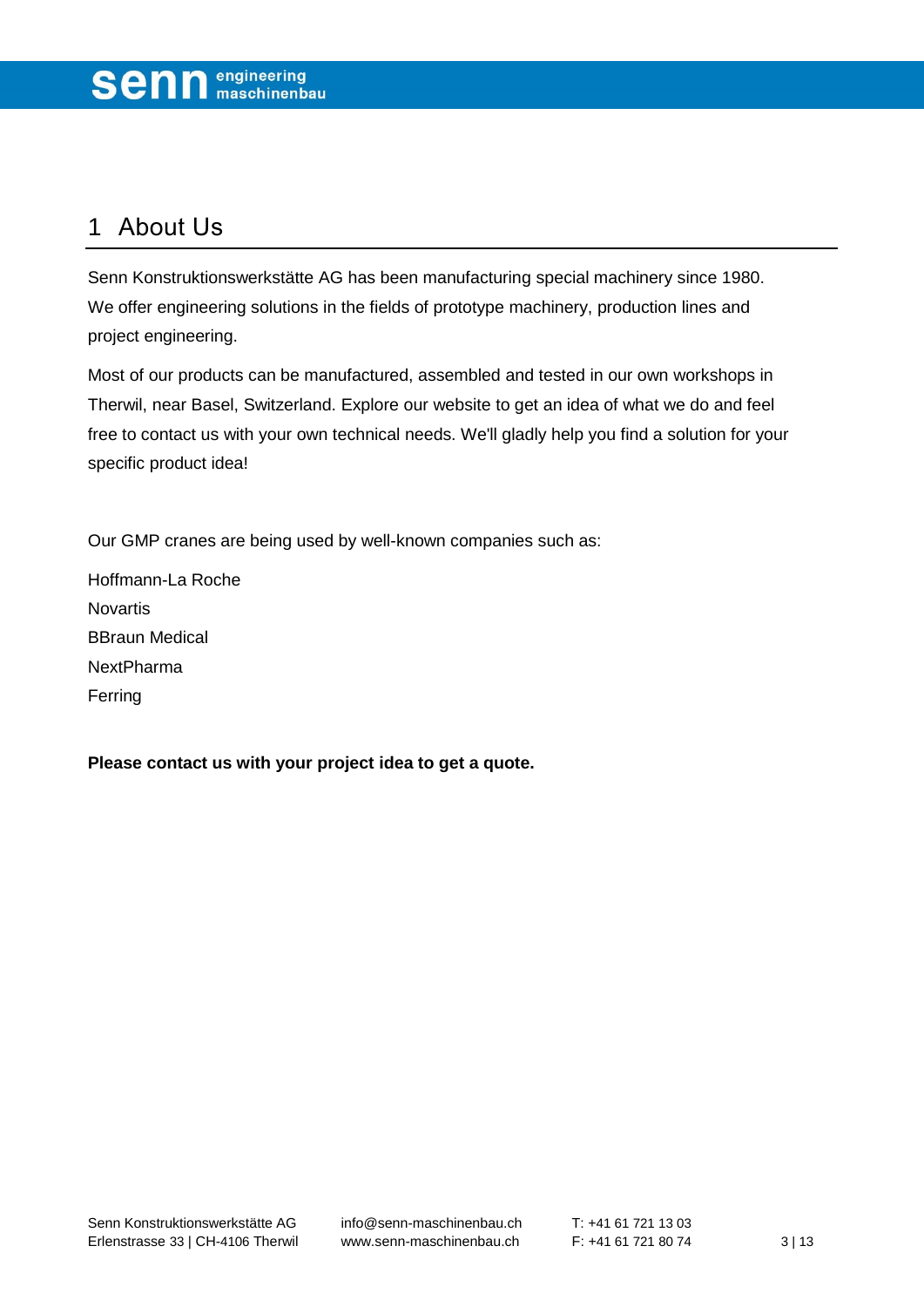# 1 About Us

Senn Konstruktionswerkstätte AG has been manufacturing special machinery since 1980. We offer engineering solutions in the fields of prototype machinery, production lines and project engineering.

Most of our products can be manufactured, assembled and tested in our own workshops in Therwil, near Basel, Switzerland. Explore our website to get an idea of what we do and feel free to contact us with your own technical needs. We'll gladly help you find a solution for your specific product idea!

Our GMP cranes are being used by well-known companies such as:

Hoffmann-La Roche
Novartis
BBraun Medical
NextPharma
Ferring

**Please contact us with your project idea to get a quote.**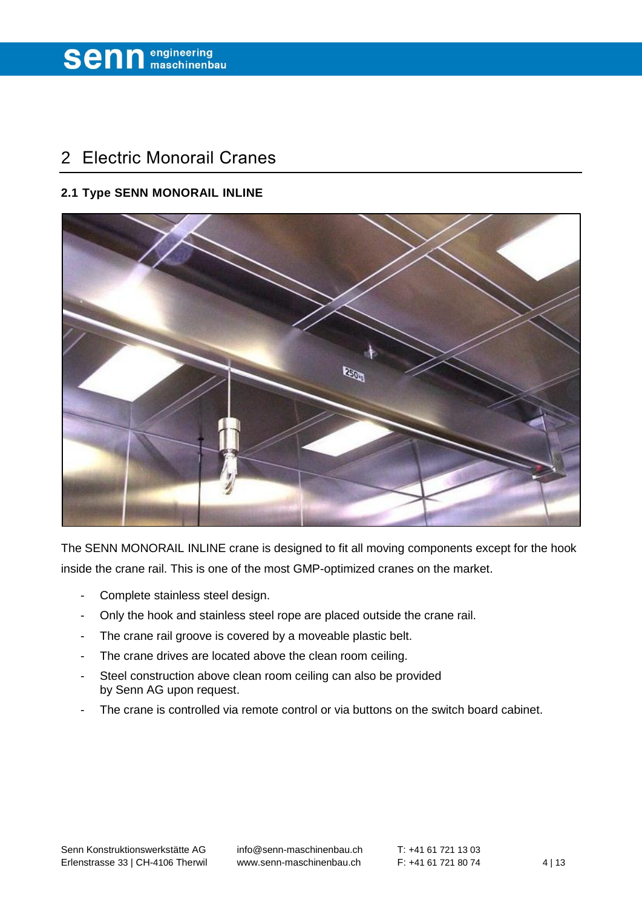# 2 Electric Monorail Cranes

### 2.1 Type SENN MONORAIL INLINE

The SENN MONORAIL INLINE crane is designed to fit all moving components except for the hook inside the crane rail. This is one of the most GMP-optimized cranes on the market.

- Complete stainless steel design.
- Only the hook and stainless steel rope are placed outside the crane rail.
- The crane rail groove is covered by a moveable plastic belt.
- The crane drives are located above the clean room ceiling.
- Steel construction above clean room ceiling can also be provided by Senn AG upon request.
- The crane is controlled via remote control or via buttons on the switch board cabinet.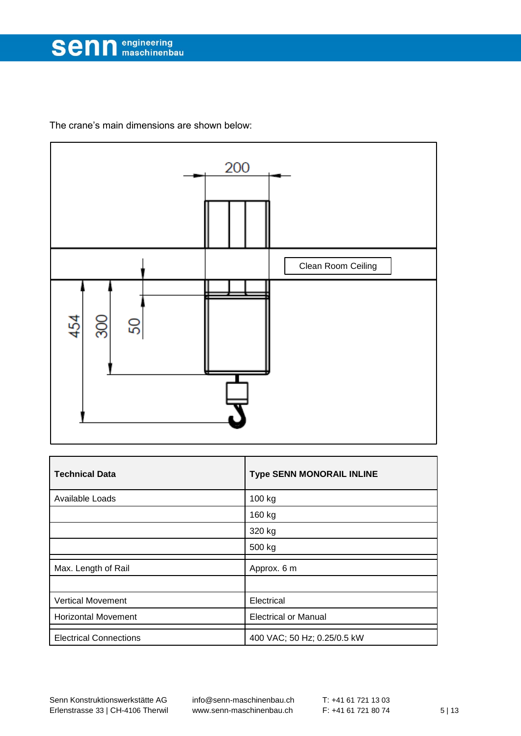The crane's main dimensions are shown below:

| Technical Data | Type SENN MONORAIL INLINE |
|---|---|
| Available Loads | 100 kg |
| | 160 kg |
| | 320 kg |
| | 500 kg |
| Max. Length of Rail | Approx. 6 m |
| | |
| Vertical Movement | Electrical |
| Horizontal Movement | Electrical or Manual |
| Electrical Connections | 400 VAC; 50 Hz; 0.25/0.5 kW |

Senn Konstruktionswerkstätte AG
Erlenstrasse 33 | CH-4106 Therwil

info@senn-maschinenbau.ch
www.senn-maschinenbau.ch

T: +41 61 721 13 03
F: +41 61 721 80 74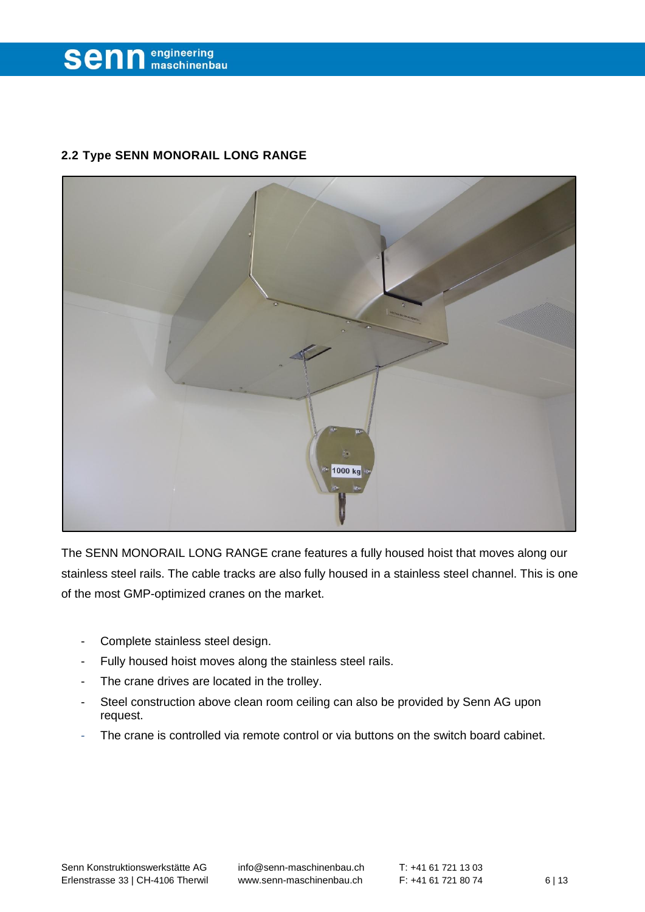## 2.2 Type SENN MONORAIL LONG RANGE

The SENN MONORAIL LONG RANGE crane features a fully housed hoist that moves along our stainless steel rails. The cable tracks are also fully housed in a stainless steel channel. This is one of the most GMP-optimized cranes on the market.

- Complete stainless steel design.
- Fully housed hoist moves along the stainless steel rails.
- The crane drives are located in the trolley.
- Steel construction above clean room ceiling can also be provided by Senn AG upon request.
- The crane is controlled via remote control or via buttons on the switch board cabinet.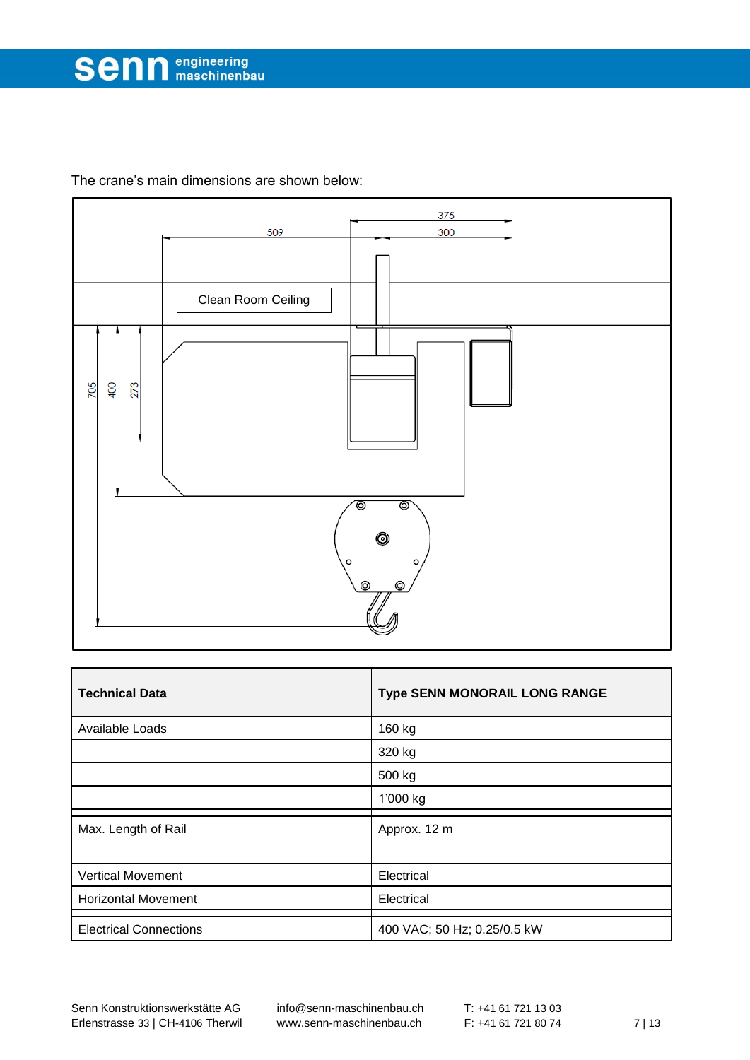The crane’s main dimensions are shown below:

| Technical Data | Type SENN MONORAIL LONG RANGE |
|---|---|
| Available Loads | 160 kg |
| | 320 kg |
| | 500 kg |
| | 1’000 kg |
| Max. Length of Rail | Approx. 12 m |
| | |
| Vertical Movement | Electrical |
| Horizontal Movement | Electrical |
| Electrical Connections | 400 VAC; 50 Hz; 0.25/0.5 kW |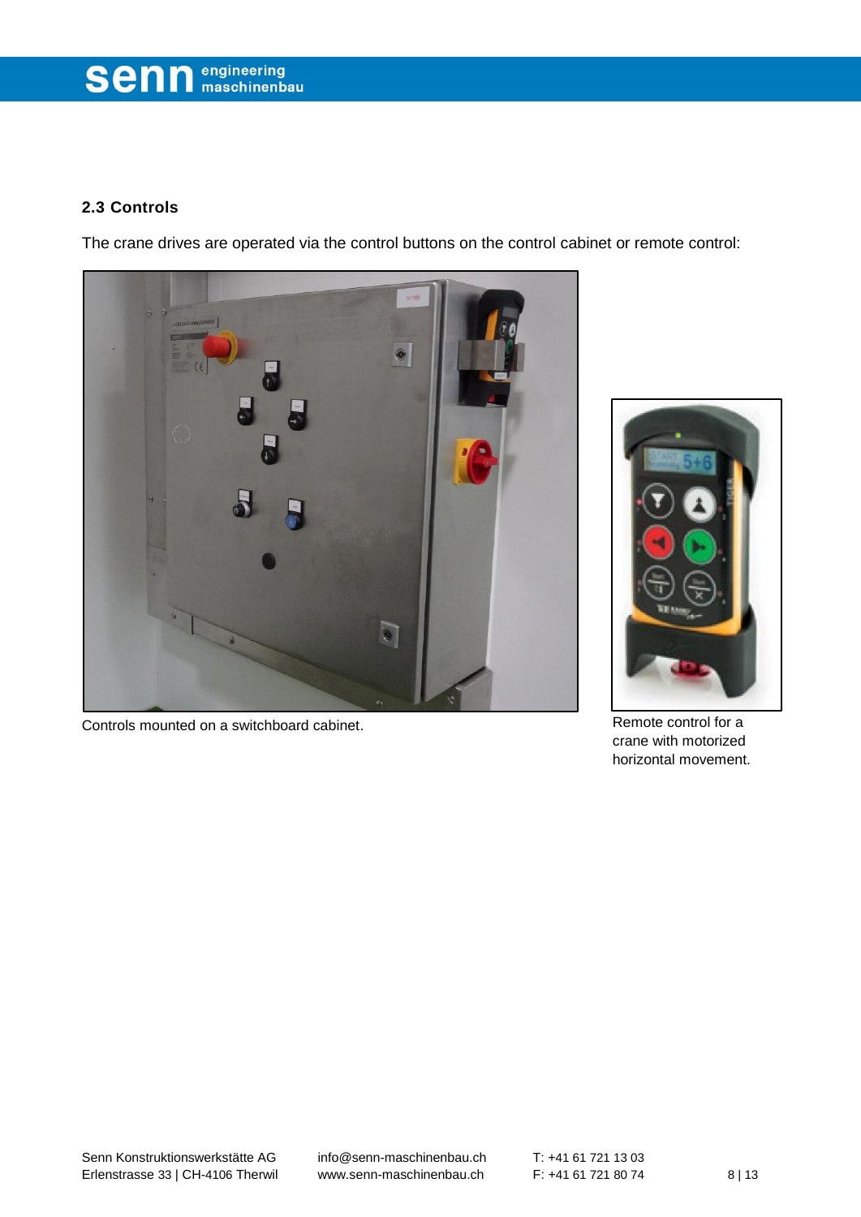## 2.3 Controls

The crane drives are operated via the control buttons on the control cabinet or remote control:

Controls mounted on a switchboard cabinet.

Remote control for a crane with motorized horizontal movement.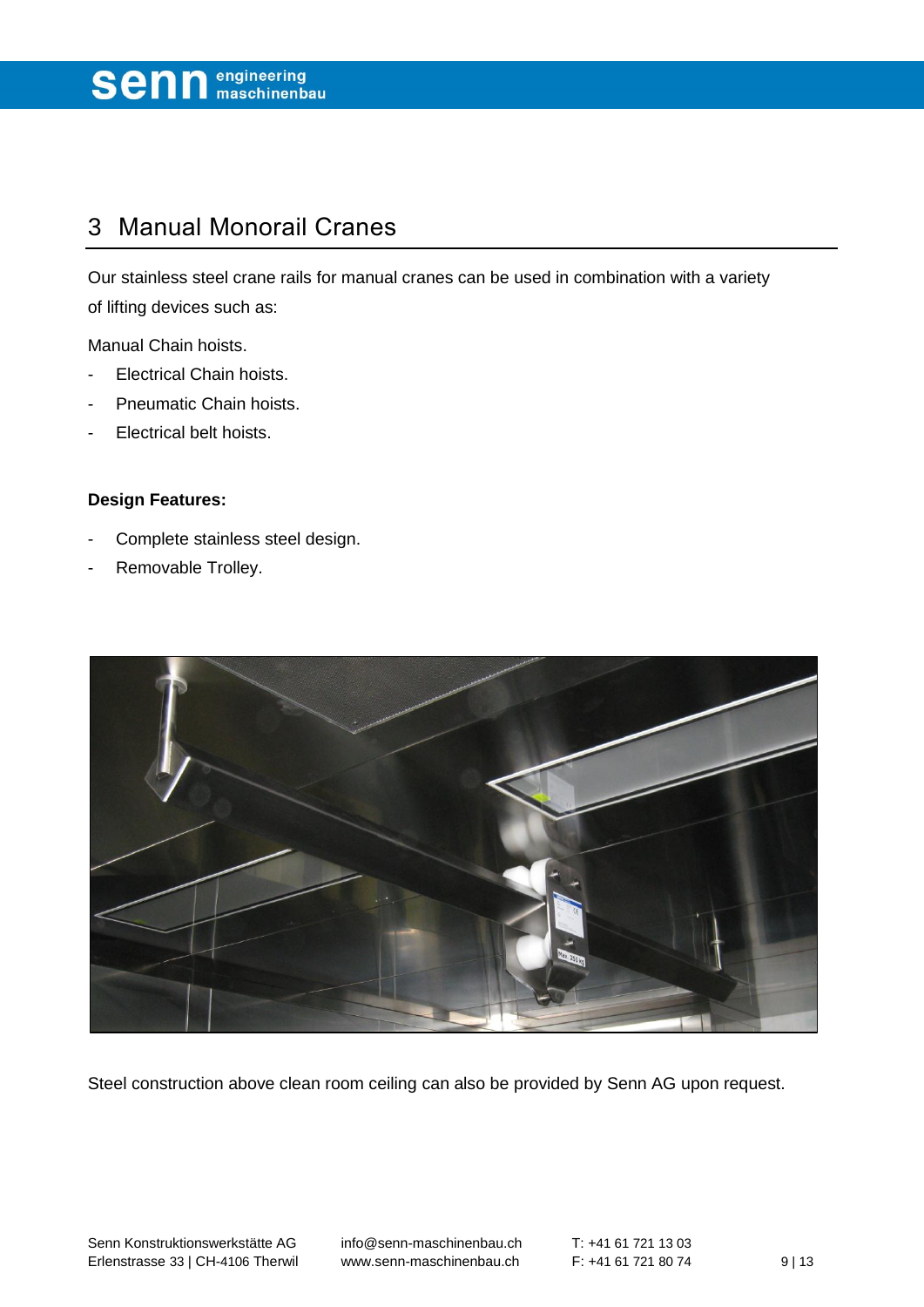## 3 Manual Monorail Cranes

Our stainless steel crane rails for manual cranes can be used in combination with a variety of lifting devices such as:

Manual Chain hoists.

- Electrical Chain hoists.
- Pneumatic Chain hoists.
- Electrical belt hoists.

**Design Features:**

- Complete stainless steel design.
- Removable Trolley.

Steel construction above clean room ceiling can also be provided by Senn AG upon request.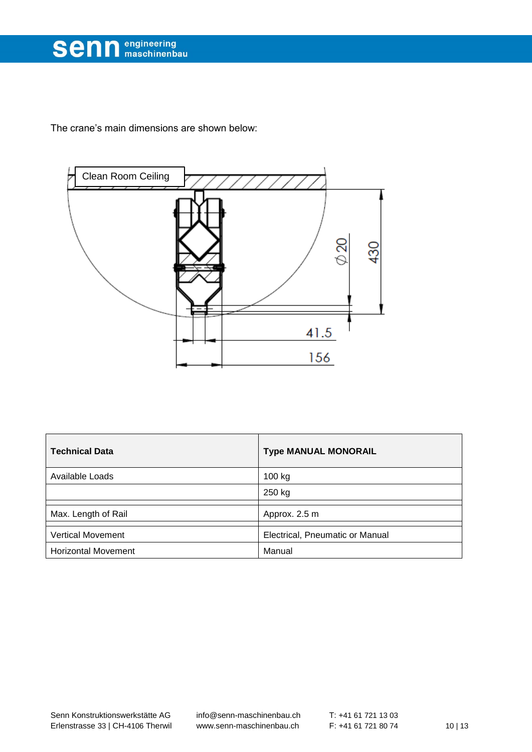The crane's main dimensions are shown below:

| Technical Data | Type MANUAL MONORAIL |
|---|---|
| Available Loads | 100 kg |
| | 250 kg |
| | |
| Max. Length of Rail | Approx. 2.5 m |
| | |
| Vertical Movement | Electrical, Pneumatic or Manual |
| Horizontal Movement | Manual |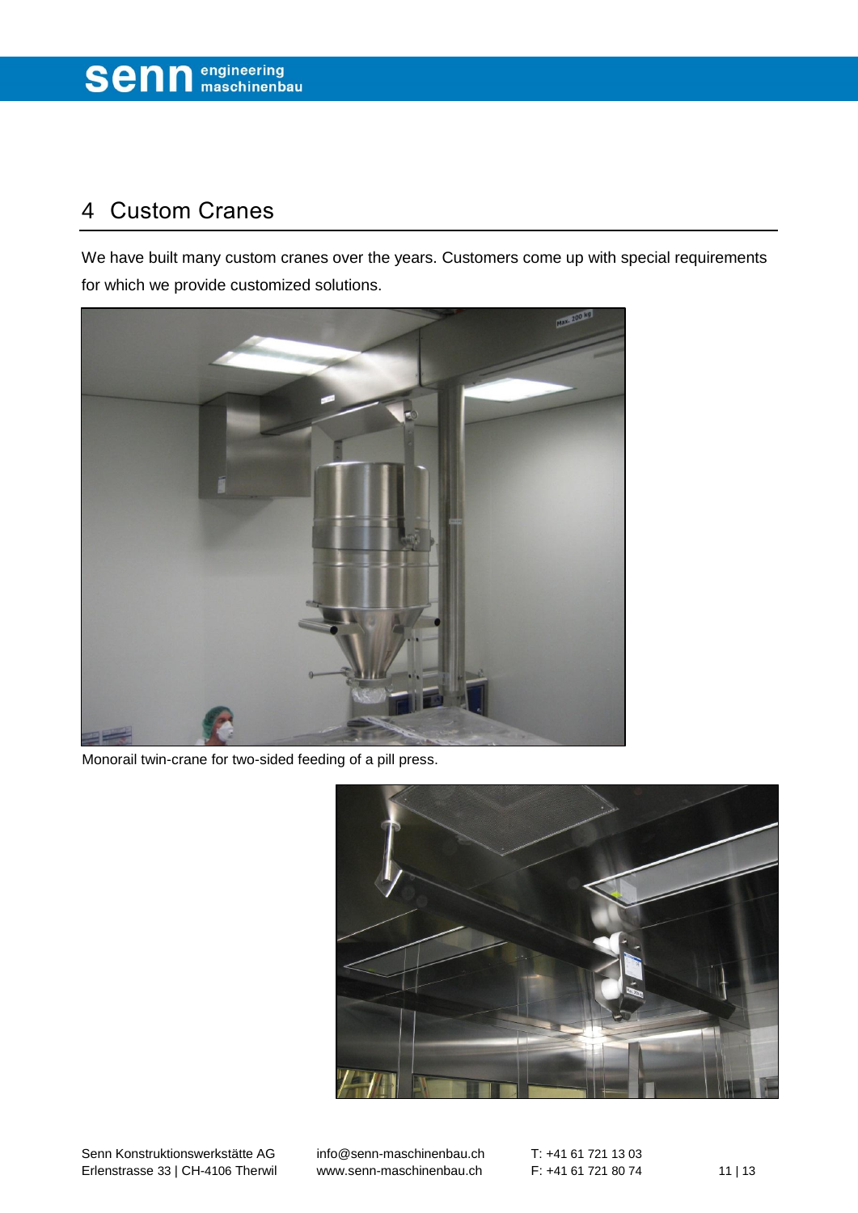## 4 Custom Cranes

We have built many custom cranes over the years. Customers come up with special requirements for which we provide customized solutions.

Monorail twin-crane for two-sided feeding of a pill press.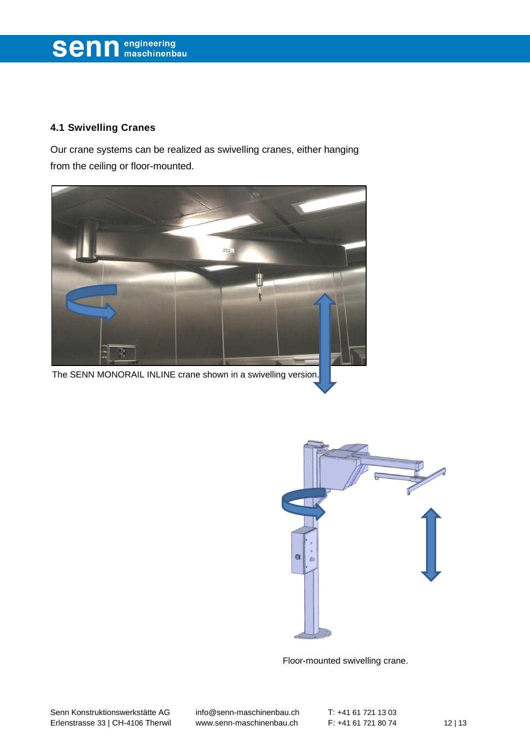### 4.1 Swivelling Cranes

Our crane systems can be realized as swivelling cranes, either hanging from the ceiling or floor-mounted.

The SENN MONORAIL INLINE crane shown in a swivelling version.

Floor-mounted swivelling crane.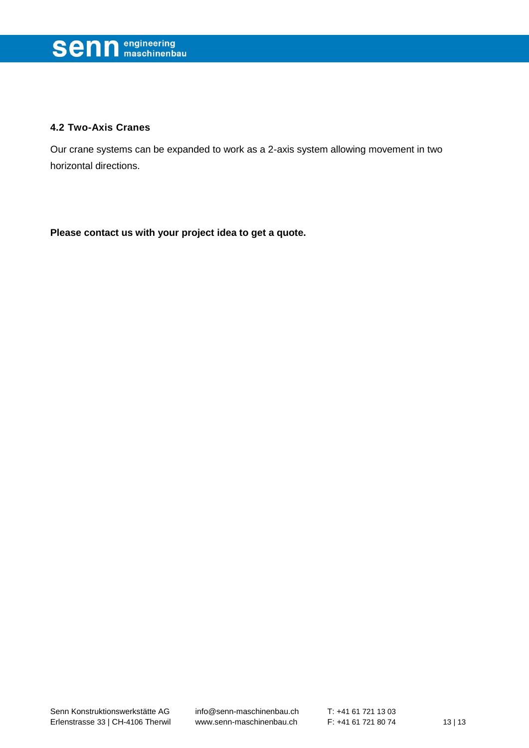### 4.2 Two-Axis Cranes

Our crane systems can be expanded to work as a 2-axis system allowing movement in two horizontal directions.

**Please contact us with your project idea to get a quote.**